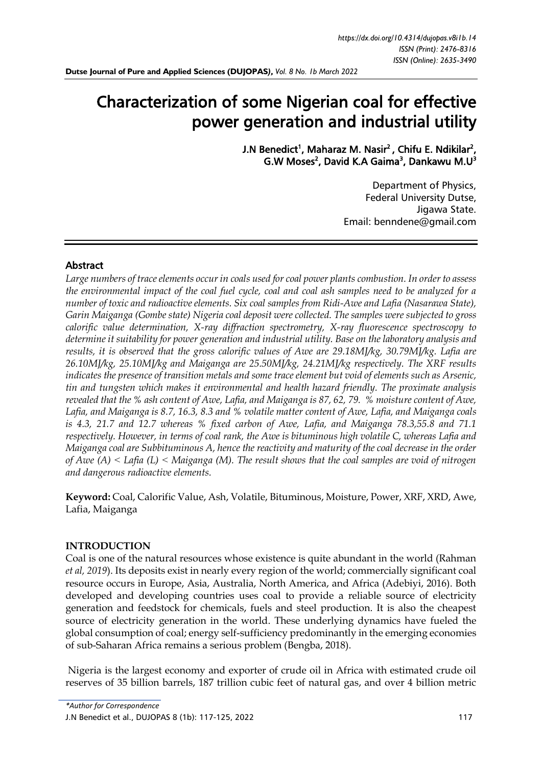# Characterization of some Nigerian coal for effective power generation and industrial utility

**J.N Benedict[1], Maharaz M. Nasir[2], Chifu E. Ndikilar[2], G.W Moses[2], David K.A Gaima[3], Dankawu M.U[3]**

Department of Physics,
Federal University Dutse,
Jigawa State.
Email: benndene@gmail.com

## Abstract

*Large numbers of trace elements occur in coals used for coal power plants combustion. In order to assess the environmental impact of the coal fuel cycle, coal and coal ash samples need to be analyzed for a number of toxic and radioactive elements. Six coal samples from Ridi-Awe and Lafia (Nasarawa State), Garin Maiganga (Gombe state) Nigeria coal deposit were collected. The samples were subjected to gross calorific value determination, X-ray diffraction spectrometry, X-ray fluorescence spectroscopy to determine it suitability for power generation and industrial utility. Base on the laboratory analysis and results, it is observed that the gross calorific values of Awe are 29.18MJ/kg, 30.79MJ/kg. Lafia are 26.10MJ/kg, 25.10MJ/kg and Maiganga are 25.50MJ/kg, 24.21MJ/kg respectively. The XRF results indicates the presence of transition metals and some trace element but void of elements such as Arsenic, tin and tungsten which makes it environmental and health hazard friendly. The proximate analysis revealed that the % ash content of Awe, Lafia, and Maiganga is 87, 62, 79. % moisture content of Awe, Lafia, and Maiganga is 8.7, 16.3, 8.3 and % volatile matter content of Awe, Lafia, and Maiganga coals is 4.3, 21.7 and 12.7 whereas % fixed carbon of Awe, Lafia, and Maiganga 78.3,55.8 and 71.1 respectively. However, in terms of coal rank, the Awe is bituminous high volatile C, whereas Lafia and Maiganga coal are Subbituminous A, hence the reactivity and maturity of the coal decrease in the order of Awe (A) < Lafia (L) < Maiganga (M). The result shows that the coal samples are void of nitrogen and dangerous radioactive elements.*

**Keyword:** Coal, Calorific Value, Ash, Volatile, Bituminous, Moisture, Power, XRF, XRD, Awe, Lafia, Maiganga

## INTRODUCTION

Coal is one of the natural resources whose existence is quite abundant in the world (Rahman *et al, 2019*). Its deposits exist in nearly every region of the world; commercially significant coal resource occurs in Europe, Asia, Australia, North America, and Africa (Adebiyi, 2016). Both developed and developing countries uses coal to provide a reliable source of electricity generation and feedstock for chemicals, fuels and steel production. It is also the cheapest source of electricity generation in the world. These underlying dynamics have fueled the global consumption of coal; energy self-sufficiency predominantly in the emerging economies of sub-Saharan Africa remains a serious problem (Bengba, 2018).

Nigeria is the largest economy and exporter of crude oil in Africa with estimated crude oil reserves of 35 billion barrels, 187 trillion cubic feet of natural gas, and over 4 billion metric

*\*Author for Correspondence*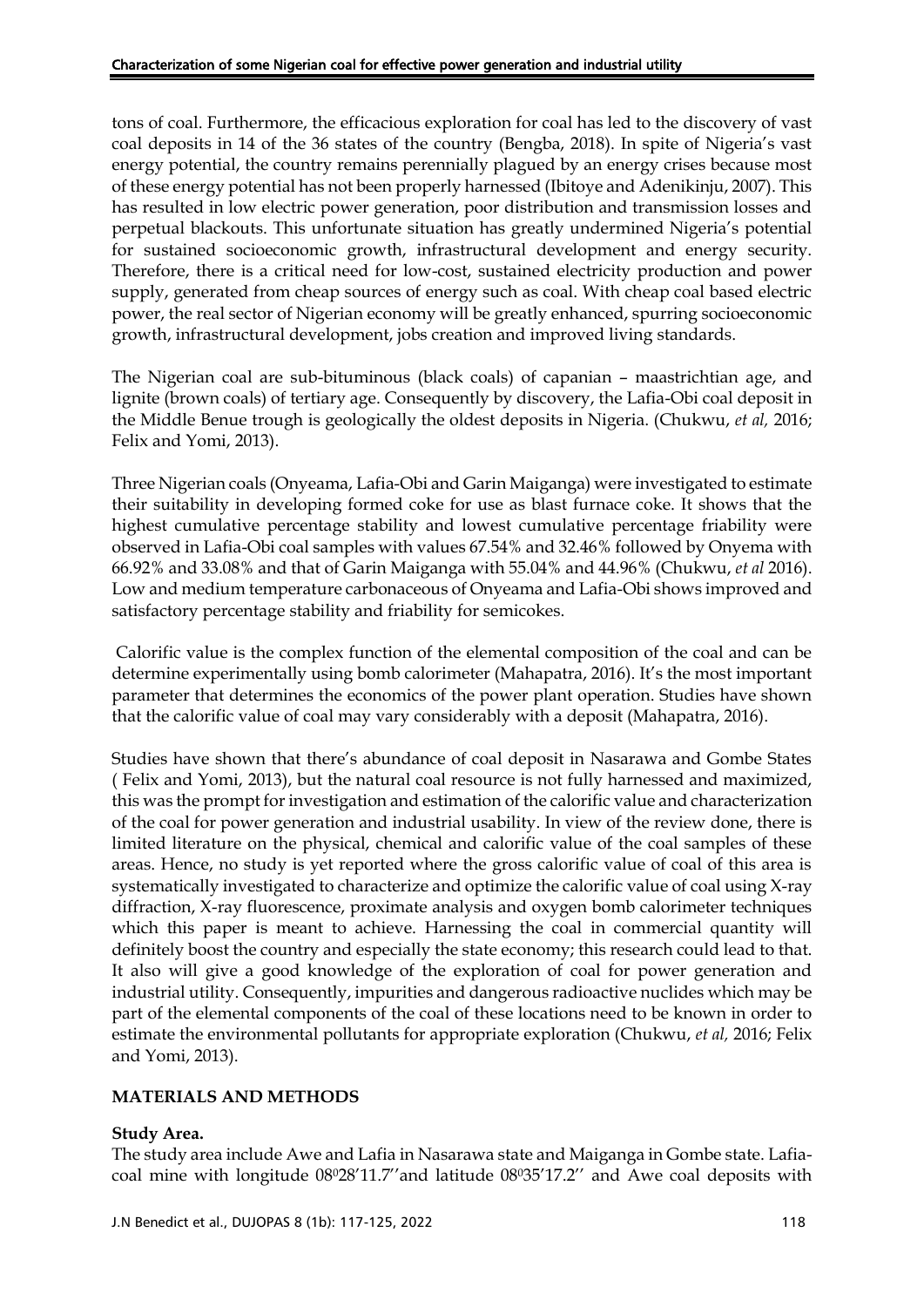tons of coal. Furthermore, the efficacious exploration for coal has led to the discovery of vast coal deposits in 14 of the 36 states of the country (Bengba, 2018). In spite of Nigeria's vast energy potential, the country remains perennially plagued by an energy crises because most of these energy potential has not been properly harnessed (Ibitoye and Adenikinju, 2007). This has resulted in low electric power generation, poor distribution and transmission losses and perpetual blackouts. This unfortunate situation has greatly undermined Nigeria's potential for sustained socioeconomic growth, infrastructural development and energy security. Therefore, there is a critical need for low-cost, sustained electricity production and power supply, generated from cheap sources of energy such as coal. With cheap coal based electric power, the real sector of Nigerian economy will be greatly enhanced, spurring socioeconomic growth, infrastructural development, jobs creation and improved living standards.

The Nigerian coal are sub-bituminous (black coals) of capanian – maastrichtian age, and lignite (brown coals) of tertiary age. Consequently by discovery, the Lafia-Obi coal deposit in the Middle Benue trough is geologically the oldest deposits in Nigeria. (Chukwu, *et al,* 2016; Felix and Yomi, 2013).

Three Nigerian coals (Onyeama, Lafia-Obi and Garin Maiganga) were investigated to estimate their suitability in developing formed coke for use as blast furnace coke. It shows that the highest cumulative percentage stability and lowest cumulative percentage friability were observed in Lafia-Obi coal samples with values 67.54% and 32.46% followed by Onyema with 66.92% and 33.08% and that of Garin Maiganga with 55.04% and 44.96% (Chukwu, *et al* 2016). Low and medium temperature carbonaceous of Onyeama and Lafia-Obi shows improved and satisfactory percentage stability and friability for semicokes.

Calorific value is the complex function of the elemental composition of the coal and can be determine experimentally using bomb calorimeter (Mahapatra, 2016). It's the most important parameter that determines the economics of the power plant operation. Studies have shown that the calorific value of coal may vary considerably with a deposit (Mahapatra, 2016).

Studies have shown that there's abundance of coal deposit in Nasarawa and Gombe States ( Felix and Yomi, 2013), but the natural coal resource is not fully harnessed and maximized, this was the prompt for investigation and estimation of the calorific value and characterization of the coal for power generation and industrial usability. In view of the review done, there is limited literature on the physical, chemical and calorific value of the coal samples of these areas. Hence, no study is yet reported where the gross calorific value of coal of this area is systematically investigated to characterize and optimize the calorific value of coal using X-ray diffraction, X-ray fluorescence, proximate analysis and oxygen bomb calorimeter techniques which this paper is meant to achieve. Harnessing the coal in commercial quantity will definitely boost the country and especially the state economy; this research could lead to that. It also will give a good knowledge of the exploration of coal for power generation and industrial utility. Consequently, impurities and dangerous radioactive nuclides which may be part of the elemental components of the coal of these locations need to be known in order to estimate the environmental pollutants for appropriate exploration (Chukwu, *et al,* 2016; Felix and Yomi, 2013).

## MATERIALS AND METHODS

### Study Area.

The study area include Awe and Lafia in Nasarawa state and Maiganga in Gombe state. Lafia-coal mine with longitude 08$^{0}$28'11.7''and latitude 08$^{0}$35'17.2'' and Awe coal deposits with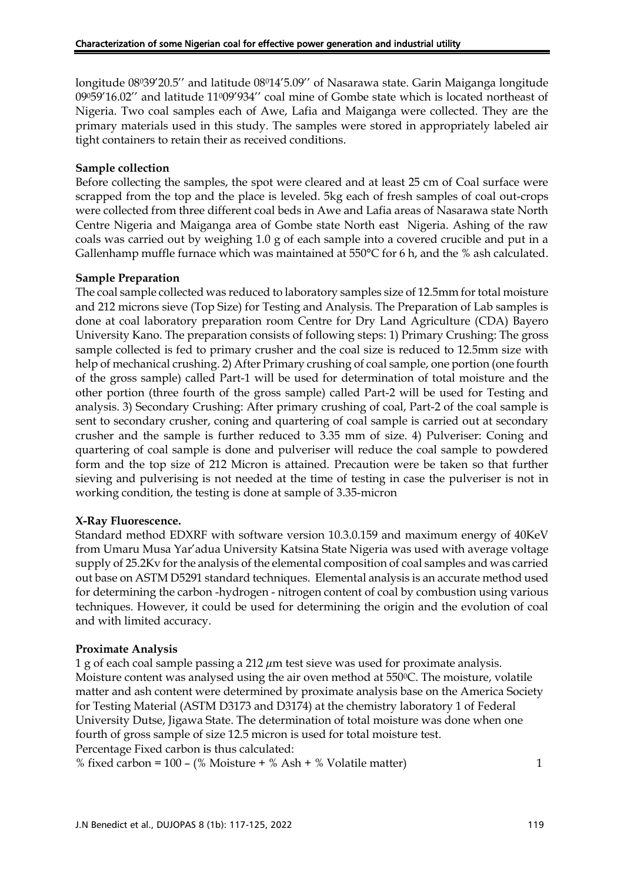longitude 08°39′20.5′′ and latitude 08°14′5.09′′ of Nasarawa state. Garin Maiganga longitude 09°59′16.02′′ and latitude 11°09′934′′ coal mine of Gombe state which is located northeast of Nigeria. Two coal samples each of Awe, Lafia and Maiganga were collected. They are the primary materials used in this study. The samples were stored in appropriately labeled air tight containers to retain their as received conditions.

**Sample collection**

Before collecting the samples, the spot were cleared and at least 25 cm of Coal surface were scrapped from the top and the place is leveled. 5kg each of fresh samples of coal out-crops were collected from three different coal beds in Awe and Lafia areas of Nasarawa state North Centre Nigeria and Maiganga area of Gombe state North east Nigeria. Ashing of the raw coals was carried out by weighing 1.0 g of each sample into a covered crucible and put in a Gallenhamp muffle furnace which was maintained at 550°C for 6 h, and the % ash calculated.

**Sample Preparation**

The coal sample collected was reduced to laboratory samples size of 12.5mm for total moisture and 212 microns sieve (Top Size) for Testing and Analysis. The Preparation of Lab samples is done at coal laboratory preparation room Centre for Dry Land Agriculture (CDA) Bayero University Kano. The preparation consists of following steps: 1) Primary Crushing: The gross sample collected is fed to primary crusher and the coal size is reduced to 12.5mm size with help of mechanical crushing. 2) After Primary crushing of coal sample, one portion (one fourth of the gross sample) called Part-1 will be used for determination of total moisture and the other portion (three fourth of the gross sample) called Part-2 will be used for Testing and analysis. 3) Secondary Crushing: After primary crushing of coal, Part-2 of the coal sample is sent to secondary crusher, coning and quartering of coal sample is carried out at secondary crusher and the sample is further reduced to 3.35 mm of size. 4) Pulveriser: Coning and quartering of coal sample is done and pulveriser will reduce the coal sample to powdered form and the top size of 212 Micron is attained. Precaution were be taken so that further sieving and pulverising is not needed at the time of testing in case the pulveriser is not in working condition, the testing is done at sample of 3.35-micron

**X-Ray Fluorescence.**

Standard method EDXRF with software version 10.3.0.159 and maximum energy of 40KeV from Umaru Musa Yar'adua University Katsina State Nigeria was used with average voltage supply of 25.2Kv for the analysis of the elemental composition of coal samples and was carried out base on ASTM D5291 standard techniques. Elemental analysis is an accurate method used for determining the carbon -hydrogen - nitrogen content of coal by combustion using various techniques. However, it could be used for determining the origin and the evolution of coal and with limited accuracy.

**Proximate Analysis**

1 g of each coal sample passing a 212 $\mu$m test sieve was used for proximate analysis. Moisture content was analysed using the air oven method at 550°C. The moisture, volatile matter and ash content were determined by proximate analysis base on the America Society for Testing Material (ASTM D3173 and D3174) at the chemistry laboratory 1 of Federal University Dutse, Jigawa State. The determination of total moisture was done when one fourth of gross sample of size 12.5 micron is used for total moisture test.

Percentage Fixed carbon is thus calculated:

$$\% \text{ fixed carbon} = 100 - (\% \text{ Moisture} + \% \text{ Ash} + \% \text{ Volatile matter}) \quad (1)$$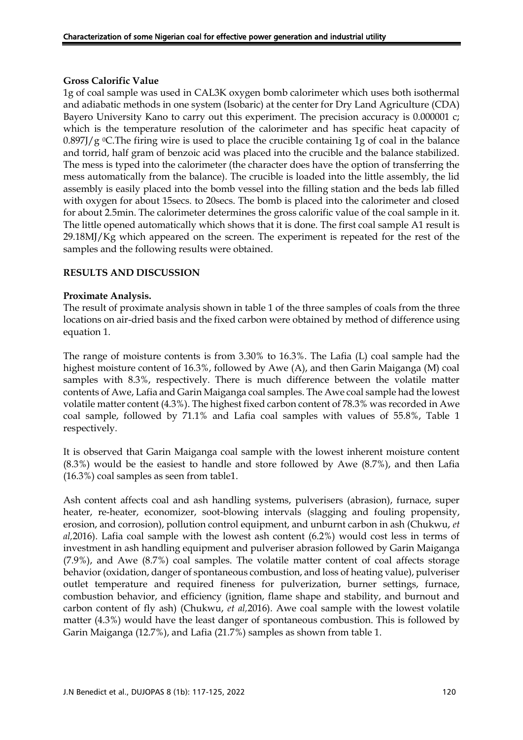**Gross Calorific Value**

1g of coal sample was used in CAL3K oxygen bomb calorimeter which uses both isothermal and adiabatic methods in one system (Isobaric) at the center for Dry Land Agriculture (CDA) Bayero University Kano to carry out this experiment. The precision accuracy is 0.000001 c; which is the temperature resolution of the calorimeter and has specific heat capacity of 0.897J/g $^0$C.The firing wire is used to place the crucible containing 1g of coal in the balance and torrid, half gram of benzoic acid was placed into the crucible and the balance stabilized. The mess is typed into the calorimeter (the character does have the option of transferring the mess automatically from the balance). The crucible is loaded into the little assembly, the lid assembly is easily placed into the bomb vessel into the filling station and the beds lab filled with oxygen for about 15secs. to 20secs. The bomb is placed into the calorimeter and closed for about 2.5min. The calorimeter determines the gross calorific value of the coal sample in it. The little opened automatically which shows that it is done. The first coal sample A1 result is 29.18MJ/Kg which appeared on the screen. The experiment is repeated for the rest of the samples and the following results were obtained.

## RESULTS AND DISCUSSION

### Proximate Analysis.

The result of proximate analysis shown in table 1 of the three samples of coals from the three locations on air-dried basis and the fixed carbon were obtained by method of difference using equation 1.

The range of moisture contents is from 3.30% to 16.3%. The Lafia (L) coal sample had the highest moisture content of 16.3%, followed by Awe (A), and then Garin Maiganga (M) coal samples with 8.3%, respectively. There is much difference between the volatile matter contents of Awe, Lafia and Garin Maiganga coal samples. The Awe coal sample had the lowest volatile matter content (4.3%). The highest fixed carbon content of 78.3% was recorded in Awe coal sample, followed by 71.1% and Lafia coal samples with values of 55.8%, Table 1 respectively.

It is observed that Garin Maiganga coal sample with the lowest inherent moisture content (8.3%) would be the easiest to handle and store followed by Awe (8.7%), and then Lafia (16.3%) coal samples as seen from table1.

Ash content affects coal and ash handling systems, pulverisers (abrasion), furnace, super heater, re-heater, economizer, soot-blowing intervals (slagging and fouling propensity, erosion, and corrosion), pollution control equipment, and unburnt carbon in ash (Chukwu, *et al*,2016). Lafia coal sample with the lowest ash content (6.2%) would cost less in terms of investment in ash handling equipment and pulveriser abrasion followed by Garin Maiganga (7.9%), and Awe (8.7%) coal samples. The volatile matter content of coal affects storage behavior (oxidation, danger of spontaneous combustion, and loss of heating value), pulveriser outlet temperature and required fineness for pulverization, burner settings, furnace, combustion behavior, and efficiency (ignition, flame shape and stability, and burnout and carbon content of fly ash) (Chukwu, *et al,*2016). Awe coal sample with the lowest volatile matter (4.3%) would have the least danger of spontaneous combustion. This is followed by Garin Maiganga (12.7%), and Lafia (21.7%) samples as shown from table 1.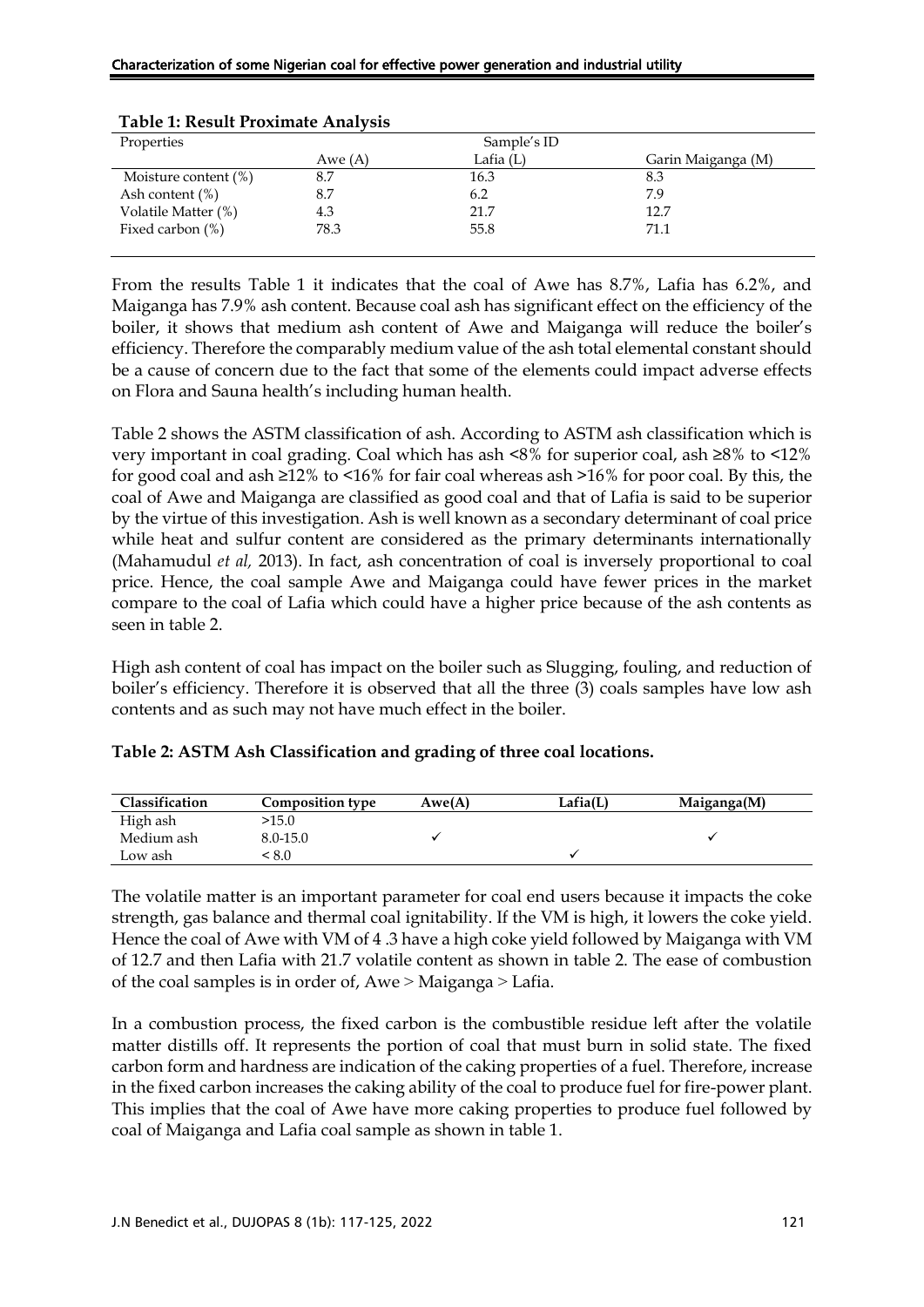**Table 1: Result Proximate Analysis**

| Properties | Sample's ID | | |
|---|---|---|---|
| | Awe (A) | Lafia (L) | Garin Maiganga (M) |
| Moisture content (%) | 8.7 | 16.3 | 8.3 |
| Ash content (%) | 8.7 | 6.2 | 7.9 |
| Volatile Matter (%) | 4.3 | 21.7 | 12.7 |
| Fixed carbon (%) | 78.3 | 55.8 | 71.1 |

From the results Table 1 it indicates that the coal of Awe has 8.7%, Lafia has 6.2%, and Maiganga has 7.9% ash content. Because coal ash has significant effect on the efficiency of the boiler, it shows that medium ash content of Awe and Maiganga will reduce the boiler's efficiency. Therefore the comparably medium value of the ash total elemental constant should be a cause of concern due to the fact that some of the elements could impact adverse effects on Flora and Sauna health's including human health.

Table 2 shows the ASTM classification of ash. According to ASTM ash classification which is very important in coal grading. Coal which has ash <8% for superior coal, ash ≥8% to <12% for good coal and ash ≥12% to <16% for fair coal whereas ash >16% for poor coal. By this, the coal of Awe and Maiganga are classified as good coal and that of Lafia is said to be superior by the virtue of this investigation. Ash is well known as a secondary determinant of coal price while heat and sulfur content are considered as the primary determinants internationally (Mahamudul *et al,* 2013). In fact, ash concentration of coal is inversely proportional to coal price. Hence, the coal sample Awe and Maiganga could have fewer prices in the market compare to the coal of Lafia which could have a higher price because of the ash contents as seen in table 2.

High ash content of coal has impact on the boiler such as Slugging, fouling, and reduction of boiler's efficiency. Therefore it is observed that all the three (3) coals samples have low ash contents and as such may not have much effect in the boiler.

**Table 2: ASTM Ash Classification and grading of three coal locations.**

| Classification | Composition type | Awe(A) | Lafia(L) | Maiganga(M) |
|---|---|---|---|---|
| High ash | >15.0 | | | |
| Medium ash | 8.0-15.0 | ✓ | | ✓ |
| Low ash | < 8.0 | | ✓ | |

The volatile matter is an important parameter for coal end users because it impacts the coke strength, gas balance and thermal coal ignitability. If the VM is high, it lowers the coke yield. Hence the coal of Awe with VM of 4 .3 have a high coke yield followed by Maiganga with VM of 12.7 and then Lafia with 21.7 volatile content as shown in table 2. The ease of combustion of the coal samples is in order of, Awe > Maiganga > Lafia.

In a combustion process, the fixed carbon is the combustible residue left after the volatile matter distills off. It represents the portion of coal that must burn in solid state. The fixed carbon form and hardness are indication of the caking properties of a fuel. Therefore, increase in the fixed carbon increases the caking ability of the coal to produce fuel for fire-power plant. This implies that the coal of Awe have more caking properties to produce fuel followed by coal of Maiganga and Lafia coal sample as shown in table 1.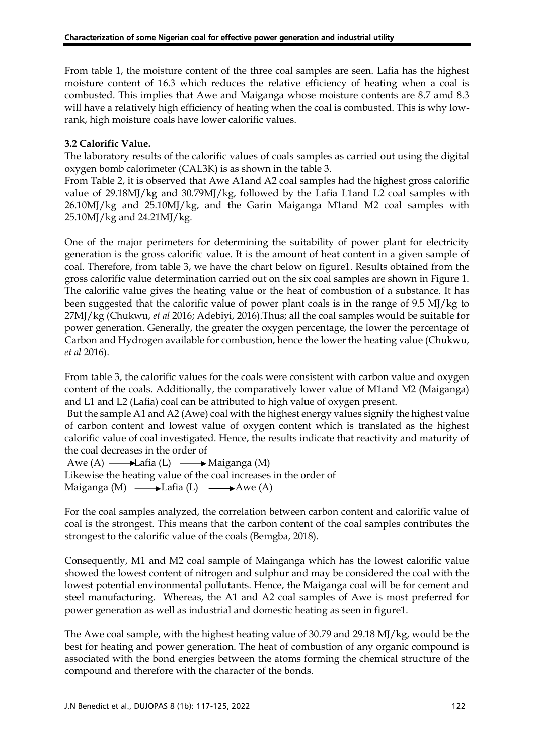From table 1, the moisture content of the three coal samples are seen. Lafia has the highest moisture content of 16.3 which reduces the relative efficiency of heating when a coal is combusted. This implies that Awe and Maiganga whose moisture contents are 8.7 amd 8.3 will have a relatively high efficiency of heating when the coal is combusted. This is why low-rank, high moisture coals have lower calorific values.

### 3.2 Calorific Value.

The laboratory results of the calorific values of coals samples as carried out using the digital oxygen bomb calorimeter (CAL3K) is as shown in the table 3.

From Table 2, it is observed that Awe A1and A2 coal samples had the highest gross calorific value of 29.18MJ/kg and 30.79MJ/kg, followed by the Lafia L1and L2 coal samples with 26.10MJ/kg and 25.10MJ/kg, and the Garin Maiganga M1and M2 coal samples with 25.10MJ/kg and 24.21MJ/kg.

One of the major perimeters for determining the suitability of power plant for electricity generation is the gross calorific value. It is the amount of heat content in a given sample of coal. Therefore, from table 3, we have the chart below on figure1. Results obtained from the gross calorific value determination carried out on the six coal samples are shown in Figure 1. The calorific value gives the heating value or the heat of combustion of a substance. It has been suggested that the calorific value of power plant coals is in the range of 9.5 MJ/kg to 27MJ/kg (Chukwu, *et al* 2016; Adebiyi, 2016).Thus; all the coal samples would be suitable for power generation. Generally, the greater the oxygen percentage, the lower the percentage of Carbon and Hydrogen available for combustion, hence the lower the heating value (Chukwu, *et al* 2016).

From table 3, the calorific values for the coals were consistent with carbon value and oxygen content of the coals. Additionally, the comparatively lower value of M1and M2 (Maiganga) and L1 and L2 (Lafia) coal can be attributed to high value of oxygen present.

But the sample A1 and A2 (Awe) coal with the highest energy values signify the highest value of carbon content and lowest value of oxygen content which is translated as the highest calorific value of coal investigated. Hence, the results indicate that reactivity and maturity of the coal decreases in the order of

Awe (A) ⟶ Lafia (L) ⟶ Maiganga (M)

Likewise the heating value of the coal increases in the order of

Maiganga (M) ⟶ Lafia (L) ⟶ Awe (A)

For the coal samples analyzed, the correlation between carbon content and calorific value of coal is the strongest. This means that the carbon content of the coal samples contributes the strongest to the calorific value of the coals (Bemgba, 2018).

Consequently, M1 and M2 coal sample of Mainganga which has the lowest calorific value showed the lowest content of nitrogen and sulphur and may be considered the coal with the lowest potential environmental pollutants. Hence, the Maiganga coal will be for cement and steel manufacturing. Whereas, the A1 and A2 coal samples of Awe is most preferred for power generation as well as industrial and domestic heating as seen in figure1.

The Awe coal sample, with the highest heating value of 30.79 and 29.18 MJ/kg, would be the best for heating and power generation. The heat of combustion of any organic compound is associated with the bond energies between the atoms forming the chemical structure of the compound and therefore with the character of the bonds.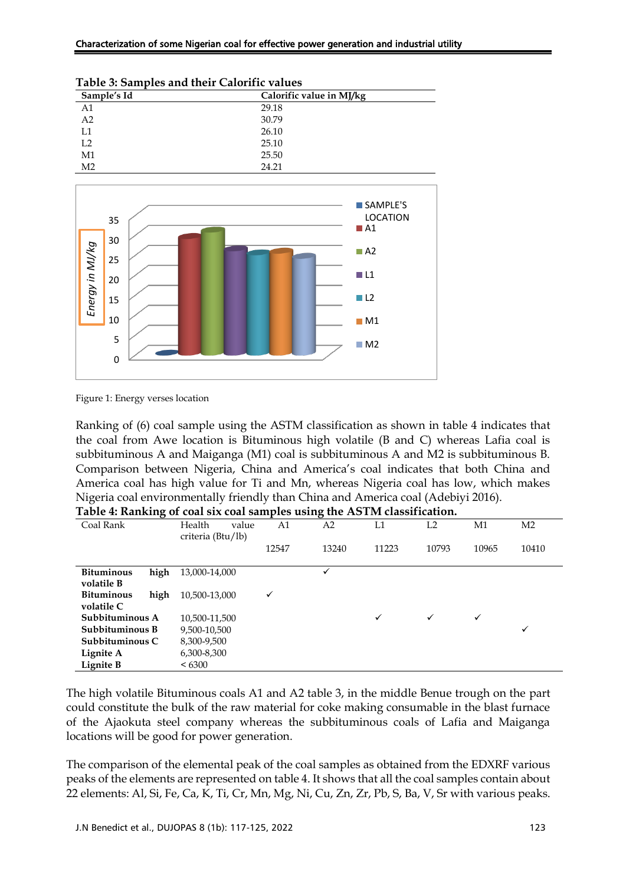**Table 3: Samples and their Calorific values**

| Sample's Id | Calorific value in MJ/kg |
|---|---|
| A1 | 29.18 |
| A2 | 30.79 |
| L1 | 26.10 |
| L2 | 25.10 |
| M1 | 25.50 |
| M2 | 24.21 |

Figure 1: Energy verses location

Ranking of (6) coal sample using the ASTM classification as shown in table 4 indicates that the coal from Awe location is Bituminous high volatile (B and C) whereas Lafia coal is subbituminous A and Maiganga (M1) coal is subbituminous A and M2 is subbituminous B. Comparison between Nigeria, China and America's coal indicates that both China and America coal has high value for Ti and Mn, whereas Nigeria coal has low, which makes Nigeria coal environmentally friendly than China and America coal (Adebiyi 2016).

**Table 4: Ranking of coal six coal samples using the ASTM classification.**

| Coal Rank | Health value criteria (Btu/lb) | A1 | A2 | L1 | L2 | M1 | M2 |
|---|---|---|---|---|---|---|---|
| | | 12547 | 13240 | 11223 | 10793 | 10965 | 10410 |
| **Bituminous high volatile B** | 13,000-14,000 | | ✓ | | | | |
| **Bituminous high volatile C** | 10,500-13,000 | ✓ | | | | | |
| **Subbituminous A** | 10,500-11,500 | | | ✓ | ✓ | ✓ | |
| **Subbituminous B** | 9,500-10,500 | | | | | | ✓ |
| **Subbituminous C** | 8,300-9,500 | | | | | | |
| **Lignite A** | 6,300-8,300 | | | | | | |
| **Lignite B** | < 6300 | | | | | | |

The high volatile Bituminous coals A1 and A2 table 3, in the middle Benue trough on the part could constitute the bulk of the raw material for coke making consumable in the blast furnace of the Ajaokuta steel company whereas the subbituminous coals of Lafia and Maiganga locations will be good for power generation.

The comparison of the elemental peak of the coal samples as obtained from the EDXRF various peaks of the elements are represented on table 4. It shows that all the coal samples contain about 22 elements: Al, Si, Fe, Ca, K, Ti, Cr, Mn, Mg, Ni, Cu, Zn, Zr, Pb, S, Ba, V, Sr with various peaks.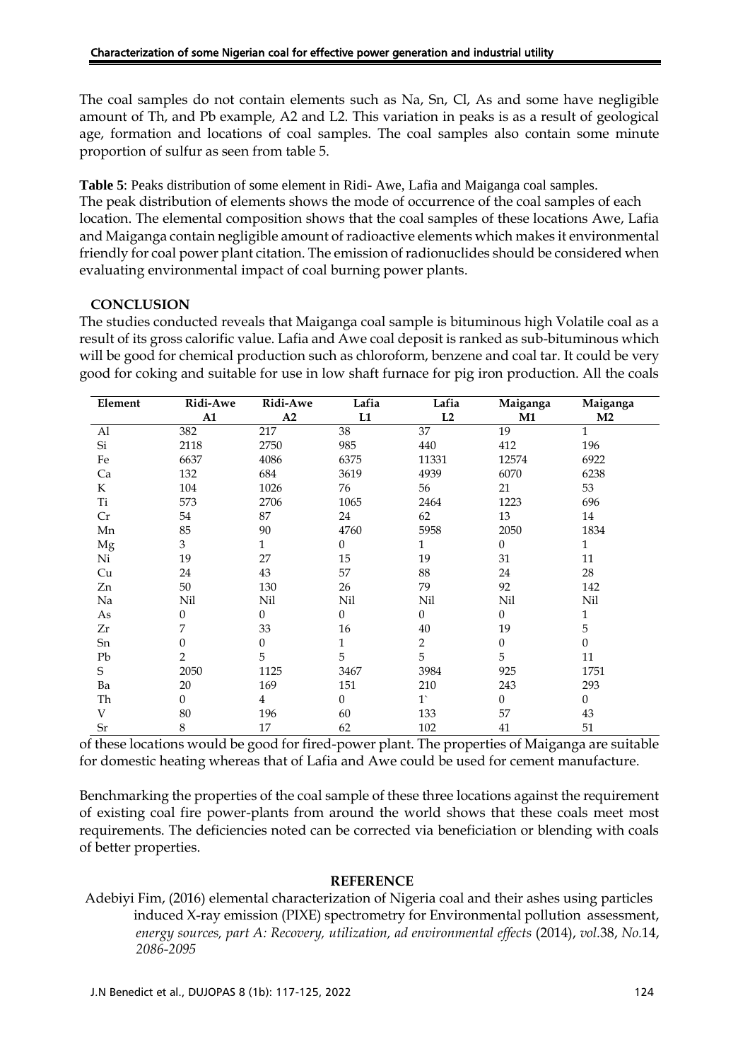The coal samples do not contain elements such as Na, Sn, Cl, As and some have negligible amount of Th, and Pb example, A2 and L2. This variation in peaks is as a result of geological age, formation and locations of coal samples. The coal samples also contain some minute proportion of sulfur as seen from table 5.

**Table 5**: Peaks distribution of some element in Ridi- Awe, Lafia and Maiganga coal samples.

| Element | Ridi-Awe A1 | Ridi-Awe A2 | Lafia L1 | Lafia L2 | Maiganga M1 | Maiganga M2 |
|---|---|---|---|---|---|---|
| Al | 382 | 217 | 38 | 37 | 19 | 1 |
| Si | 2118 | 2750 | 985 | 440 | 412 | 196 |
| Fe | 6637 | 4086 | 6375 | 11331 | 12574 | 6922 |
| Ca | 132 | 684 | 3619 | 4939 | 6070 | 6238 |
| K | 104 | 1026 | 76 | 56 | 21 | 53 |
| Ti | 573 | 2706 | 1065 | 2464 | 1223 | 696 |
| Cr | 54 | 87 | 24 | 62 | 13 | 14 |
| Mn | 85 | 90 | 4760 | 5958 | 2050 | 1834 |
| Mg | 3 | 1 | 0 | 1 | 0 | 1 |
| Ni | 19 | 27 | 15 | 19 | 31 | 11 |
| Cu | 24 | 43 | 57 | 88 | 24 | 28 |
| Zn | 50 | 130 | 26 | 79 | 92 | 142 |
| Na | Nil | Nil | Nil | Nil | Nil | Nil |
| As | 0 | 0 | 0 | 0 | 0 | 1 |
| Zr | 7 | 33 | 16 | 40 | 19 | 5 |
| Sn | 0 | 0 | 1 | 2 | 0 | 0 |
| Pb | 2 | 5 | 5 | 5 | 5 | 11 |
| S | 2050 | 1125 | 3467 | 3984 | 925 | 1751 |
| Ba | 20 | 169 | 151 | 210 | 243 | 293 |
| Th | 0 | 4 | 0 | 1` | 0 | 0 |
| V | 80 | 196 | 60 | 133 | 57 | 43 |
| Sr | 8 | 17 | 62 | 102 | 41 | 51 |

The peak distribution of elements shows the mode of occurrence of the coal samples of each location. The elemental composition shows that the coal samples of these locations Awe, Lafia and Maiganga contain negligible amount of radioactive elements which makes it environmental friendly for coal power plant citation. The emission of radionuclides should be considered when evaluating environmental impact of coal burning power plants.

## CONCLUSION

The studies conducted reveals that Maiganga coal sample is bituminous high Volatile coal as a result of its gross calorific value. Lafia and Awe coal deposit is ranked as sub-bituminous which will be good for chemical production such as chloroform, benzene and coal tar. It could be very good for coking and suitable for use in low shaft furnace for pig iron production. All the coals of these locations would be good for fired-power plant. The properties of Maiganga are suitable for domestic heating whereas that of Lafia and Awe could be used for cement manufacture.

Benchmarking the properties of the coal sample of these three locations against the requirement of existing coal fire power-plants from around the world shows that these coals meet most requirements. The deficiencies noted can be corrected via beneficiation or blending with coals of better properties.

## REFERENCE

Adebiyi Fim, (2016) elemental characterization of Nigeria coal and their ashes using particles induced X-ray emission (PIXE) spectrometry for Environmental pollution assessment, *energy sources, part A: Recovery, utilization, ad environmental effects* (2014), *vol.*38, *No.*14, *2086-2095*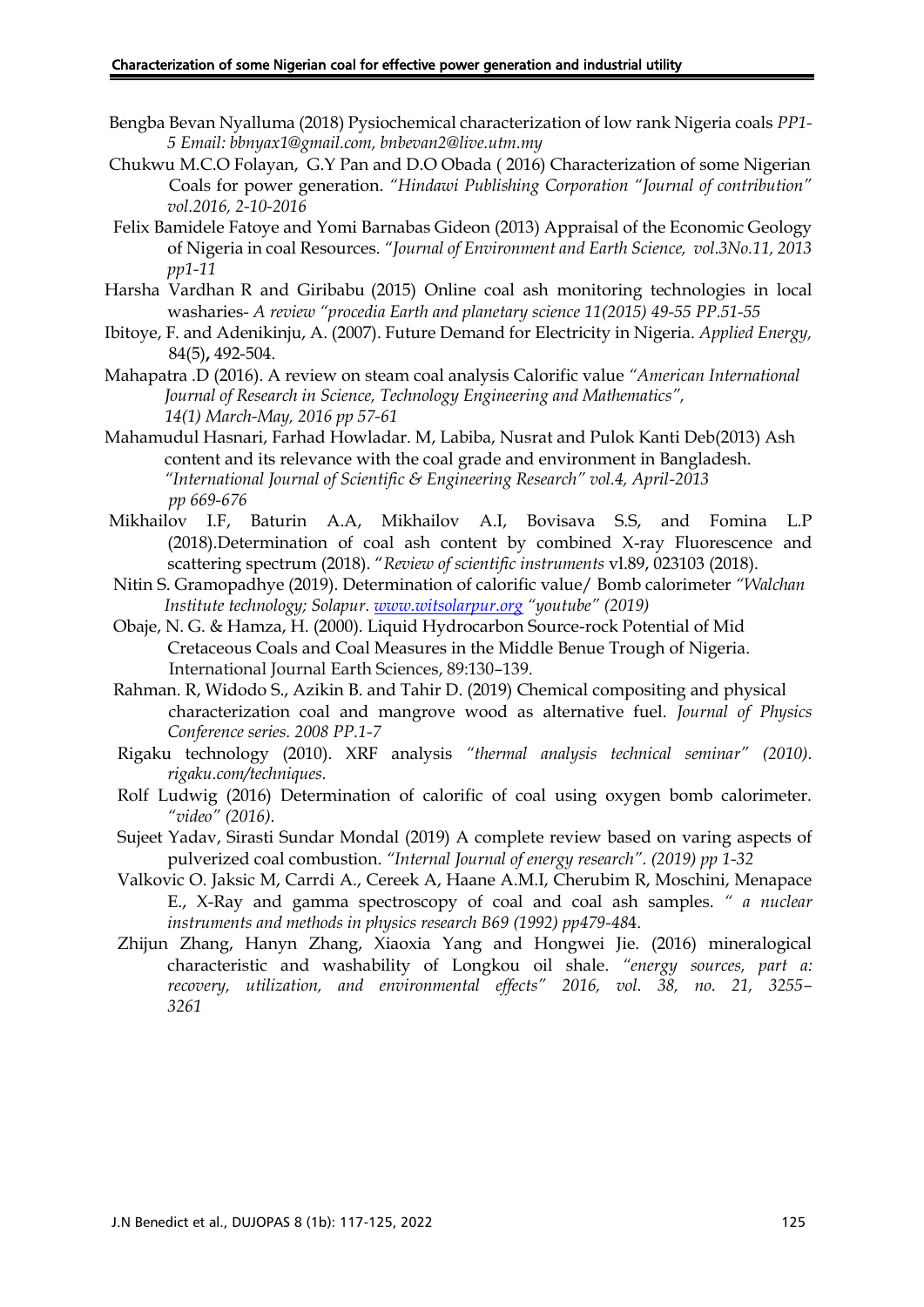Bengba Bevan Nyalluma (2018) Pysiochemical characterization of low rank Nigeria coals *PP1-5 Email: bbnyax1@gmail.com, bnbevan2@live.utm.my*

Chukwu M.C.O Folayan, G.Y Pan and D.O Obada ( 2016) Characterization of some Nigerian Coals for power generation. *"Hindawi Publishing Corporation "Journal of contribution" vol.2016, 2-10-2016*

Felix Bamidele Fatoye and Yomi Barnabas Gideon (2013) Appraisal of the Economic Geology of Nigeria in coal Resources. *"Journal of Environment and Earth Science, vol.3No.11, 2013 pp1-11*

Harsha Vardhan R and Giribabu (2015) Online coal ash monitoring technologies in local washaries- *A review "procedia Earth and planetary science 11(2015) 49-55 PP.51-55*

Ibitoye, F. and Adenikinju, A. (2007). Future Demand for Electricity in Nigeria. *Applied Energy,* 84(5)**,** 492-504.

Mahapatra .D (2016). A review on steam coal analysis Calorific value *"American International Journal of Research in Science, Technology Engineering and Mathematics", 14(1) March-May, 2016 pp 57-61*

Mahamudul Hasnari, Farhad Howladar. M, Labiba, Nusrat and Pulok Kanti Deb(2013) Ash content and its relevance with the coal grade and environment in Bangladesh. *"International Journal of Scientific & Engineering Research" vol.4, April-2013 pp 669-676*

Mikhailov I.F, Baturin A.A, Mikhailov A.I, Bovisava S.S, and Fomina L.P (2018).Determination of coal ash content by combined X-ray Fluorescence and scattering spectrum (2018). "*Review of scientific instruments* vl.89, 023103 (2018).

Nitin S. Gramopadhye (2019). Determination of calorific value/ Bomb calorimeter *"Walchan Institute technology; Solapur. www.witsolarpur.org "youtube" (2019)*

Obaje, N. G. & Hamza, H. (2000). Liquid Hydrocarbon Source-rock Potential of Mid Cretaceous Coals and Coal Measures in the Middle Benue Trough of Nigeria. International Journal Earth Sciences, 89:130–139.

Rahman. R, Widodo S., Azikin B. and Tahir D. (2019) Chemical compositing and physical characterization coal and mangrove wood as alternative fuel. *Journal of Physics Conference series. 2008 PP.1-7*

Rigaku technology (2010). XRF analysis *"thermal analysis technical seminar" (2010). rigaku.com/techniques.*

Rolf Ludwig (2016) Determination of calorific of coal using oxygen bomb calorimeter. *"video" (2016).*

Sujeet Yadav, Sirasti Sundar Mondal (2019) A complete review based on varing aspects of pulverized coal combustion. *"Internal Journal of energy research". (2019) pp 1-32*

Valkovic O. Jaksic M, Carrdi A., Cereek A, Haane A.M.I, Cherubim R, Moschini, Menapace E., X-Ray and gamma spectroscopy of coal and coal ash samples. *" a nuclear instruments and methods in physics research B69 (1992) pp479-48*4.

Zhijun Zhang, Hanyn Zhang, Xiaoxia Yang and Hongwei Jie. (2016) mineralogical characteristic and washability of Longkou oil shale. *"energy sources, part a: recovery, utilization, and environmental effects" 2016, vol. 38, no. 21, 3255–3261*